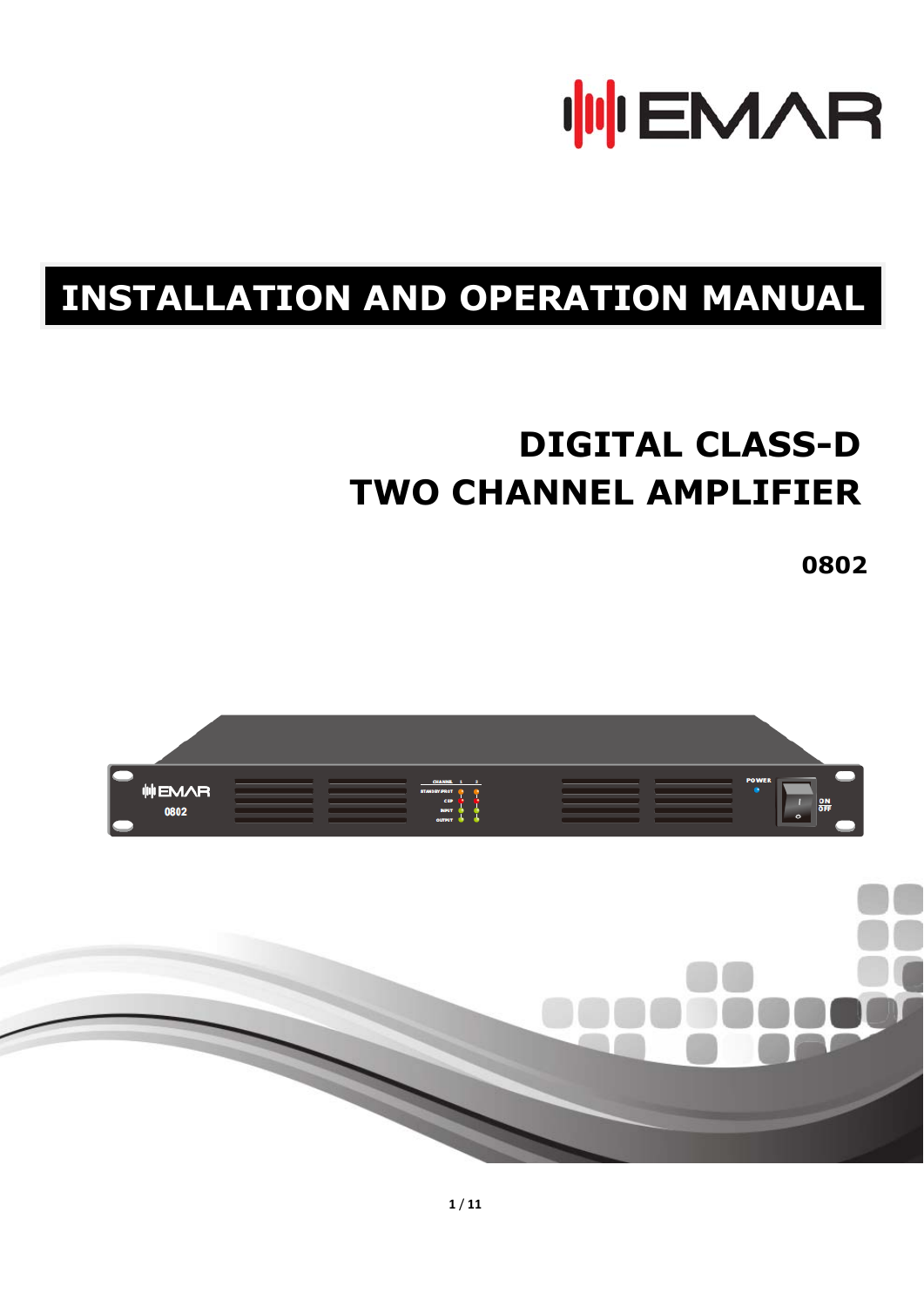EMAR

# INSTALLATION AND OPERATION MANUAL

## DIGITAL CLASS-D TWO CHANNEL AMPLIFIER

**0802**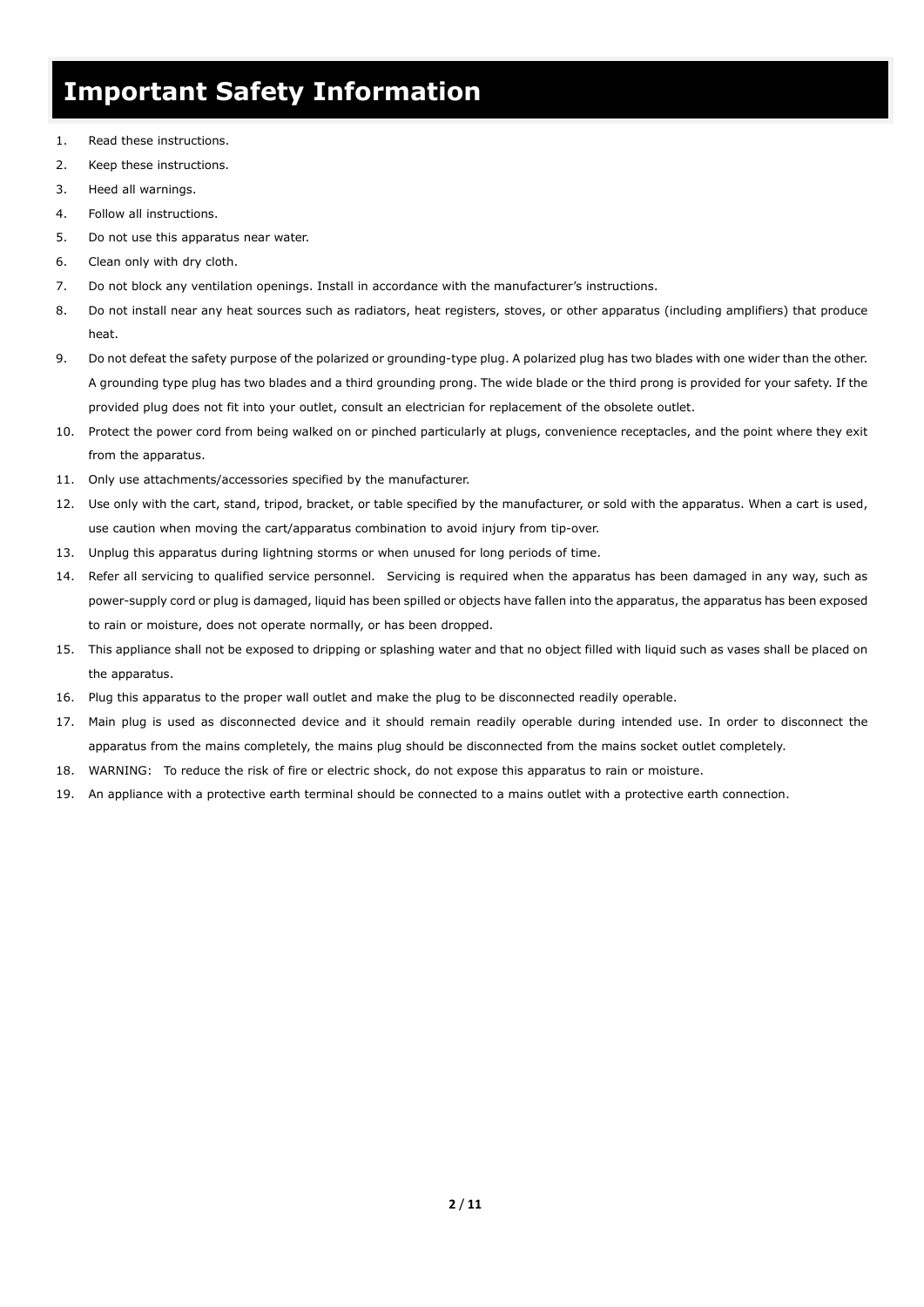# Important Safety Information

1. Read these instructions.
2. Keep these instructions.
3. Heed all warnings.
4. Follow all instructions.
5. Do not use this apparatus near water.
6. Clean only with dry cloth.
7. Do not block any ventilation openings. Install in accordance with the manufacturer's instructions.
8. Do not install near any heat sources such as radiators, heat registers, stoves, or other apparatus (including amplifiers) that produce heat.
9. Do not defeat the safety purpose of the polarized or grounding-type plug. A polarized plug has two blades with one wider than the other. A grounding type plug has two blades and a third grounding prong. The wide blade or the third prong is provided for your safety. If the provided plug does not fit into your outlet, consult an electrician for replacement of the obsolete outlet.
10. Protect the power cord from being walked on or pinched particularly at plugs, convenience receptacles, and the point where they exit from the apparatus.
11. Only use attachments/accessories specified by the manufacturer.
12. Use only with the cart, stand, tripod, bracket, or table specified by the manufacturer, or sold with the apparatus. When a cart is used, use caution when moving the cart/apparatus combination to avoid injury from tip-over.
13. Unplug this apparatus during lightning storms or when unused for long periods of time.
14. Refer all servicing to qualified service personnel. Servicing is required when the apparatus has been damaged in any way, such as power-supply cord or plug is damaged, liquid has been spilled or objects have fallen into the apparatus, the apparatus has been exposed to rain or moisture, does not operate normally, or has been dropped.
15. This appliance shall not be exposed to dripping or splashing water and that no object filled with liquid such as vases shall be placed on the apparatus.
16. Plug this apparatus to the proper wall outlet and make the plug to be disconnected readily operable.
17. Main plug is used as disconnected device and it should remain readily operable during intended use. In order to disconnect the apparatus from the mains completely, the mains plug should be disconnected from the mains socket outlet completely.
18. WARNING: To reduce the risk of fire or electric shock, do not expose this apparatus to rain or moisture.
19. An appliance with a protective earth terminal should be connected to a mains outlet with a protective earth connection.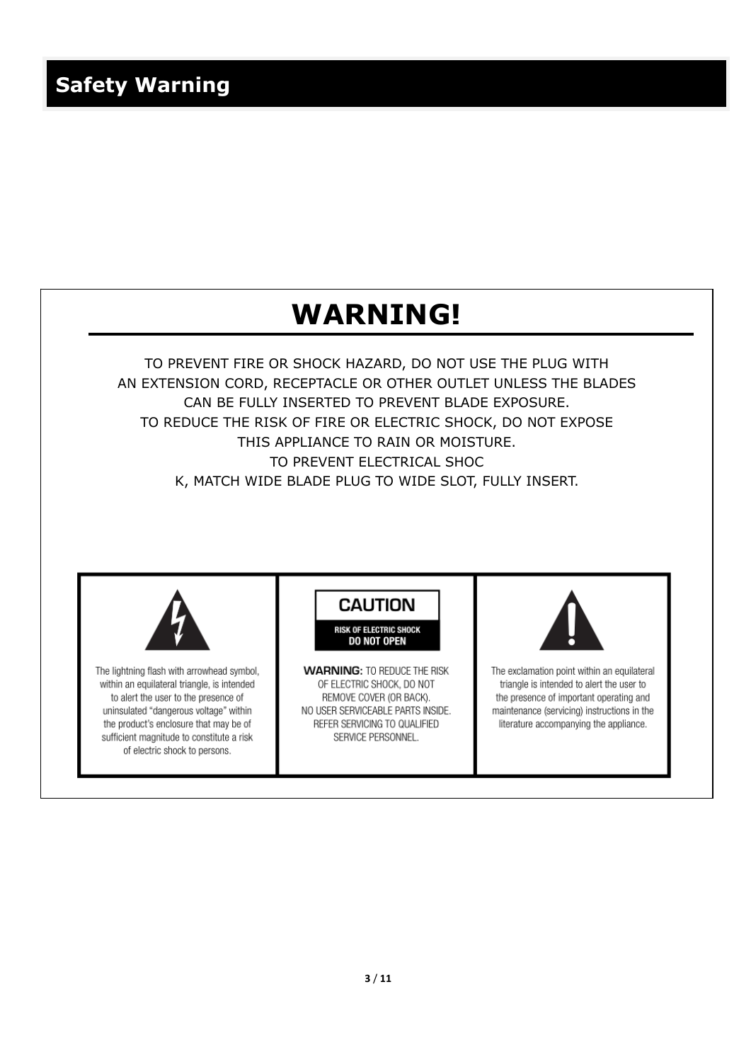# Safety Warning

## WARNING!

TO PREVENT FIRE OR SHOCK HAZARD, DO NOT USE THE PLUG WITH AN EXTENSION CORD, RECEPTACLE OR OTHER OUTLET UNLESS THE BLADES CAN BE FULLY INSERTED TO PREVENT BLADE EXPOSURE.
TO REDUCE THE RISK OF FIRE OR ELECTRIC SHOCK, DO NOT EXPOSE THIS APPLIANCE TO RAIN OR MOISTURE.
TO PREVENT ELECTRICAL SHOC
K, MATCH WIDE BLADE PLUG TO WIDE SLOT, FULLY INSERT.

The lightning flash with arrowhead symbol, within an equilateral triangle, is intended to alert the user to the presence of uninsulated "dangerous voltage" within the product's enclosure that may be of sufficient magnitude to constitute a risk of electric shock to persons.

**CAUTION**
RISK OF ELECTRIC SHOCK
DO NOT OPEN

**WARNING:** TO REDUCE THE RISK OF ELECTRIC SHOCK, DO NOT REMOVE COVER (OR BACK). NO USER SERVICEABLE PARTS INSIDE. REFER SERVICING TO QUALIFIED SERVICE PERSONNEL.

The exclamation point within an equilateral triangle is intended to alert the user to the presence of important operating and maintenance (servicing) instructions in the literature accompanying the appliance.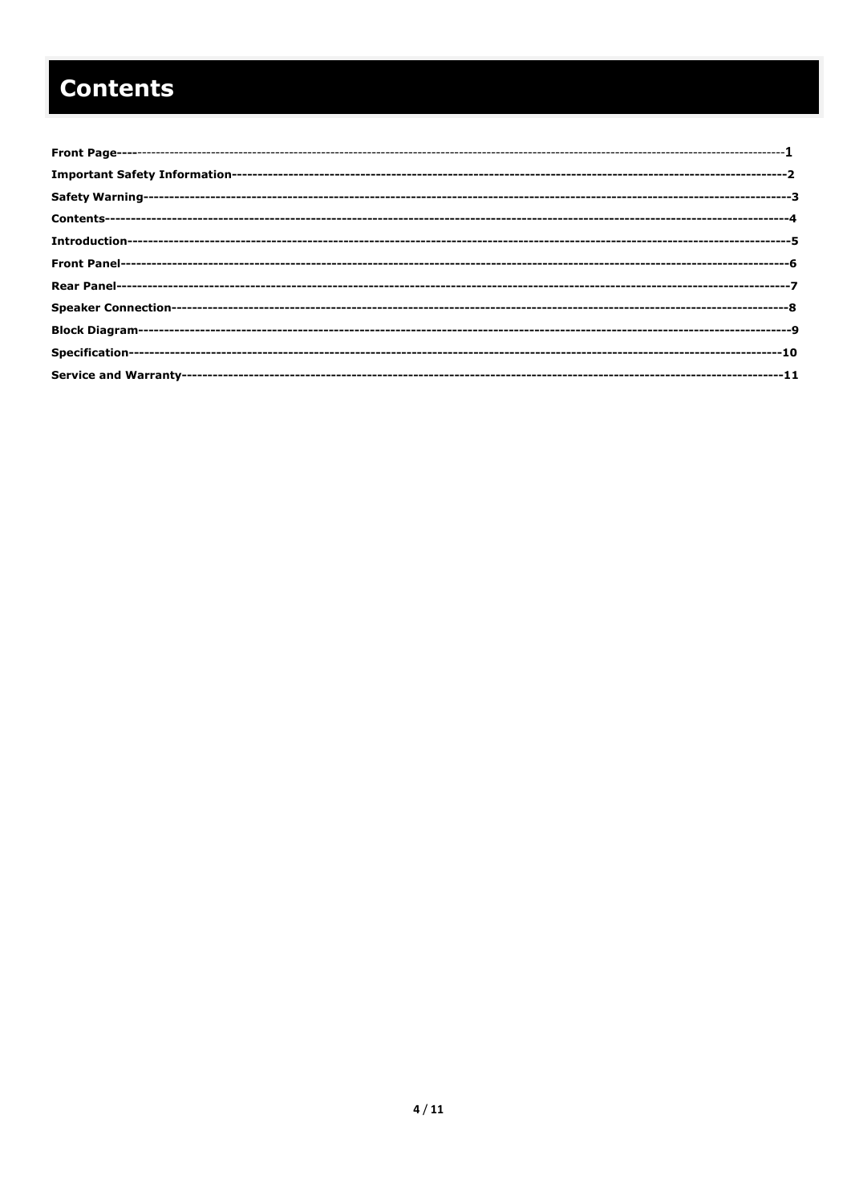# Contents

**Front Page----**-----------------------------------------------------------------------------------------------------------------------------------------1

**Important Safety Information---------------------------------------------------------------------------------------------------------2**

**Safety Warning-----------------------------------------------------------------------------------------------------------------------3**

**Contents-------------------------------------------------------------------------------------------------------------------------------4**

**Introduction--------------------------------------------------------------------------------------------------------------------------5**

**Front Panel----------------------------------------------------------------------------------------------------------------------------6**

**Rear Panel-----------------------------------------------------------------------------------------------------------------------------7**

**Speaker Connection---------------------------------------------------------------------------------------------------------------8**

**Block Diagram-----------------------------------------------------------------------------------------------------------------------9**

**Specification-----------------------------------------------------------------------------------------------------------------------10**

**Service and Warranty------------------------------------------------------------------------------------------------------------11**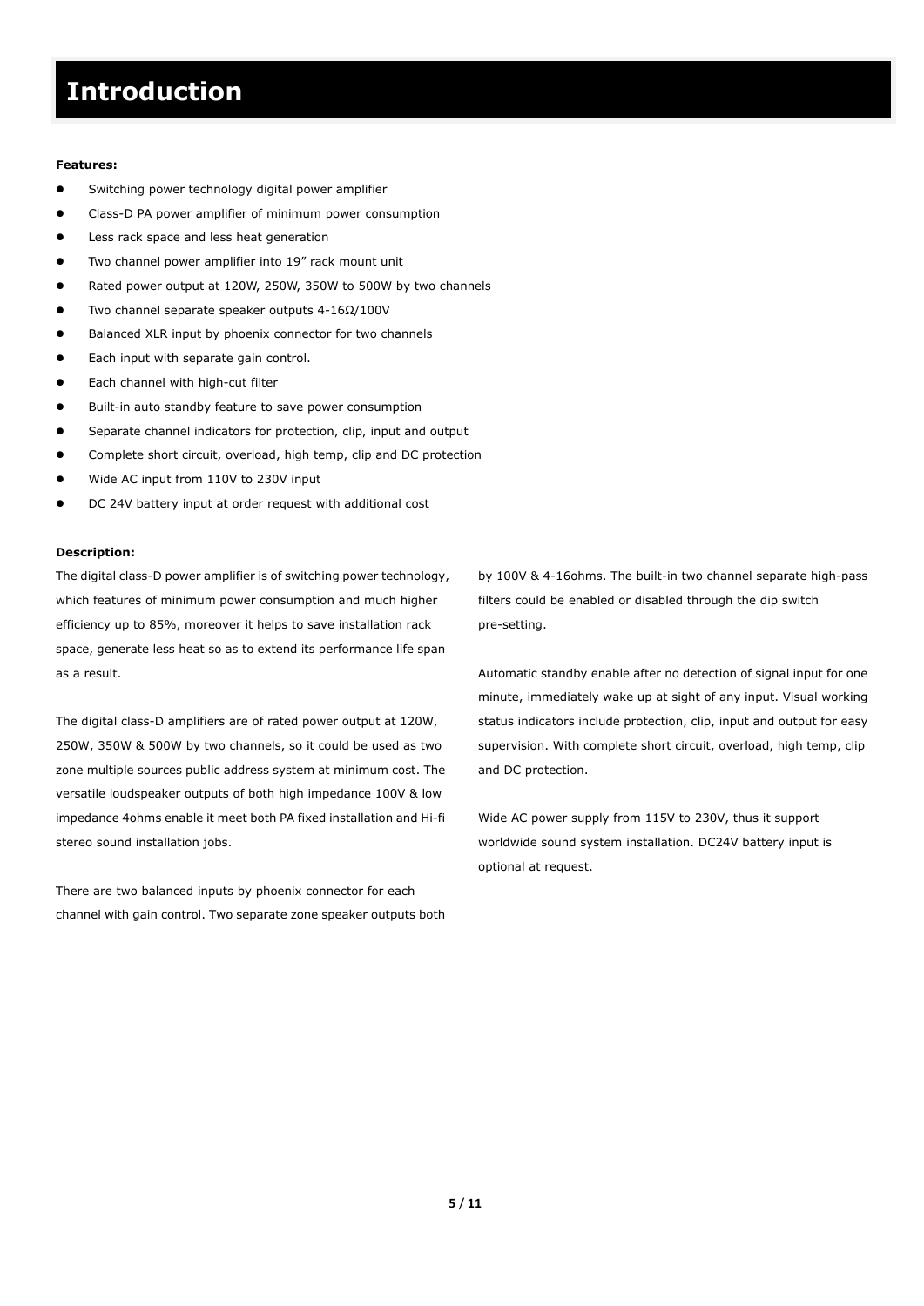# Introduction

**Features:**

- Switching power technology digital power amplifier
- Class-D PA power amplifier of minimum power consumption
- Less rack space and less heat generation
- Two channel power amplifier into 19" rack mount unit
- Rated power output at 120W, 250W, 350W to 500W by two channels
- Two channel separate speaker outputs 4-16Ω/100V
- Balanced XLR input by phoenix connector for two channels
- Each input with separate gain control.
- Each channel with high-cut filter
- Built-in auto standby feature to save power consumption
- Separate channel indicators for protection, clip, input and output
- Complete short circuit, overload, high temp, clip and DC protection
- Wide AC input from 110V to 230V input
- DC 24V battery input at order request with additional cost

**Description:**

The digital class-D power amplifier is of switching power technology, which features of minimum power consumption and much higher efficiency up to 85%, moreover it helps to save installation rack space, generate less heat so as to extend its performance life span as a result.

The digital class-D amplifiers are of rated power output at 120W, 250W, 350W & 500W by two channels, so it could be used as two zone multiple sources public address system at minimum cost. The versatile loudspeaker outputs of both high impedance 100V & low impedance 4ohms enable it meet both PA fixed installation and Hi-fi stereo sound installation jobs.

There are two balanced inputs by phoenix connector for each channel with gain control. Two separate zone speaker outputs both by 100V & 4-16ohms. The built-in two channel separate high-pass filters could be enabled or disabled through the dip switch pre-setting.

Automatic standby enable after no detection of signal input for one minute, immediately wake up at sight of any input. Visual working status indicators include protection, clip, input and output for easy supervision. With complete short circuit, overload, high temp, clip and DC protection.

Wide AC power supply from 115V to 230V, thus it support worldwide sound system installation. DC24V battery input is optional at request.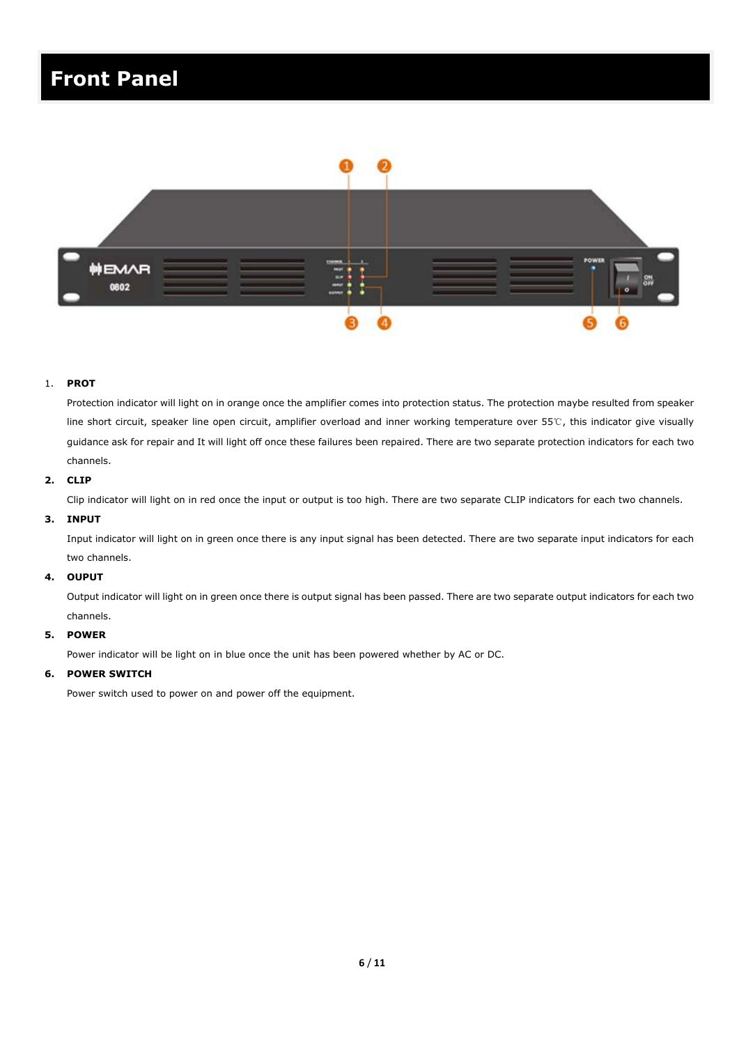# Front Panel

1. **PROT**

   Protection indicator will light on in orange once the amplifier comes into protection status. The protection maybe resulted from speaker line short circuit, speaker line open circuit, amplifier overload and inner working temperature over 55℃, this indicator give visually guidance ask for repair and It will light off once these failures been repaired. There are two separate protection indicators for each two channels.

2. **CLIP**

   Clip indicator will light on in red once the input or output is too high. There are two separate CLIP indicators for each two channels.

3. **INPUT**

   Input indicator will light on in green once there is any input signal has been detected. There are two separate input indicators for each two channels.

4. **OUPUT**

   Output indicator will light on in green once there is output signal has been passed. There are two separate output indicators for each two channels.

5. **POWER**

   Power indicator will be light on in blue once the unit has been powered whether by AC or DC.

6. **POWER SWITCH**

   Power switch used to power on and power off the equipment.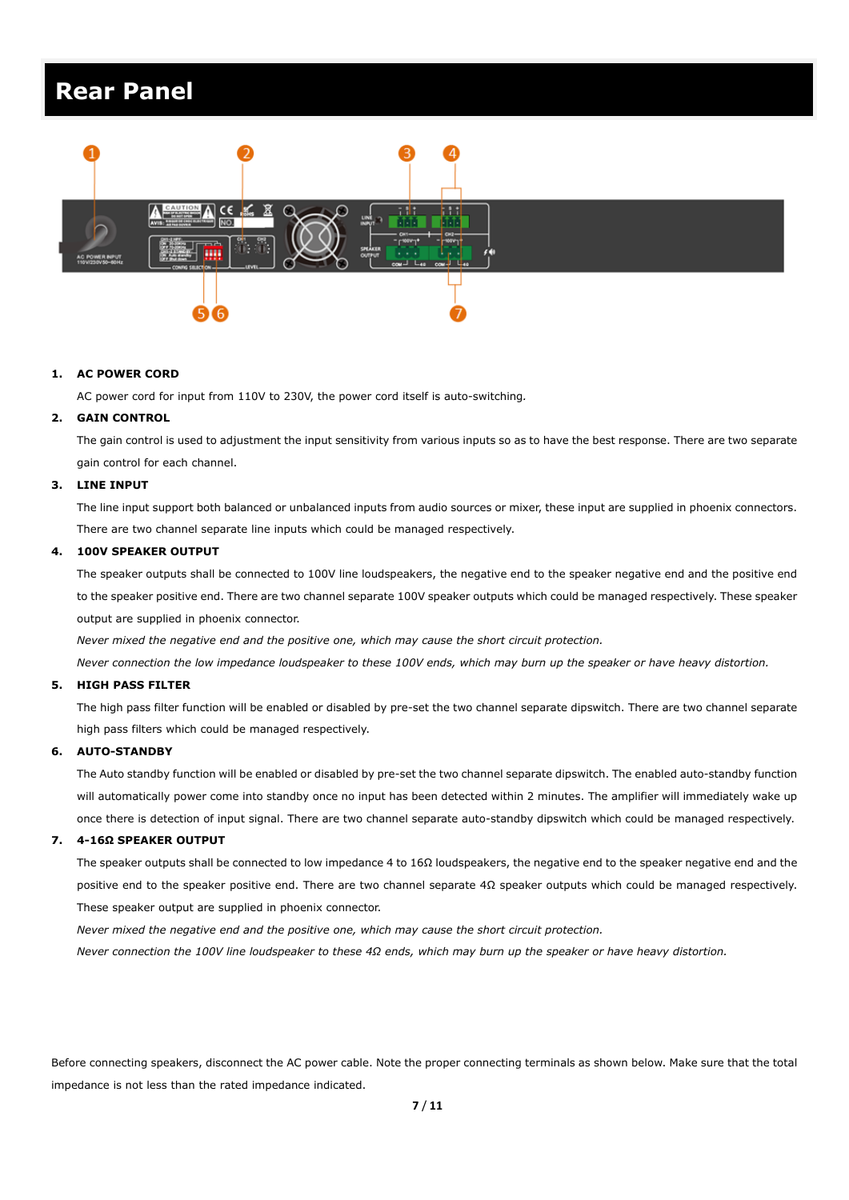# Rear Panel

1. **AC POWER CORD**

   AC power cord for input from 110V to 230V, the power cord itself is auto-switching.

2. **GAIN CONTROL**

   The gain control is used to adjustment the input sensitivity from various inputs so as to have the best response. There are two separate gain control for each channel.

3. **LINE INPUT**

   The line input support both balanced or unbalanced inputs from audio sources or mixer, these input are supplied in phoenix connectors. There are two channel separate line inputs which could be managed respectively.

4. **100V SPEAKER OUTPUT**

   The speaker outputs shall be connected to 100V line loudspeakers, the negative end to the speaker negative end and the positive end to the speaker positive end. There are two channel separate 100V speaker outputs which could be managed respectively. These speaker output are supplied in phoenix connector.

   *Never mixed the negative end and the positive one, which may cause the short circuit protection.*

   *Never connection the low impedance loudspeaker to these 100V ends, which may burn up the speaker or have heavy distortion.*

5. **HIGH PASS FILTER**

   The high pass filter function will be enabled or disabled by pre-set the two channel separate dipswitch. There are two channel separate high pass filters which could be managed respectively.

6. **AUTO-STANDBY**

   The Auto standby function will be enabled or disabled by pre-set the two channel separate dipswitch. The enabled auto-standby function will automatically power come into standby once no input has been detected within 2 minutes. The amplifier will immediately wake up once there is detection of input signal. There are two channel separate auto-standby dipswitch which could be managed respectively.

7. **4-16Ω SPEAKER OUTPUT**

   The speaker outputs shall be connected to low impedance 4 to 16Ω loudspeakers, the negative end to the speaker negative end and the positive end to the speaker positive end. There are two channel separate 4Ω speaker outputs which could be managed respectively. These speaker output are supplied in phoenix connector.

   *Never mixed the negative end and the positive one, which may cause the short circuit protection.*

   *Never connection the 100V line loudspeaker to these 4Ω ends, which may burn up the speaker or have heavy distortion.*

Before connecting speakers, disconnect the AC power cable. Note the proper connecting terminals as shown below. Make sure that the total impedance is not less than the rated impedance indicated.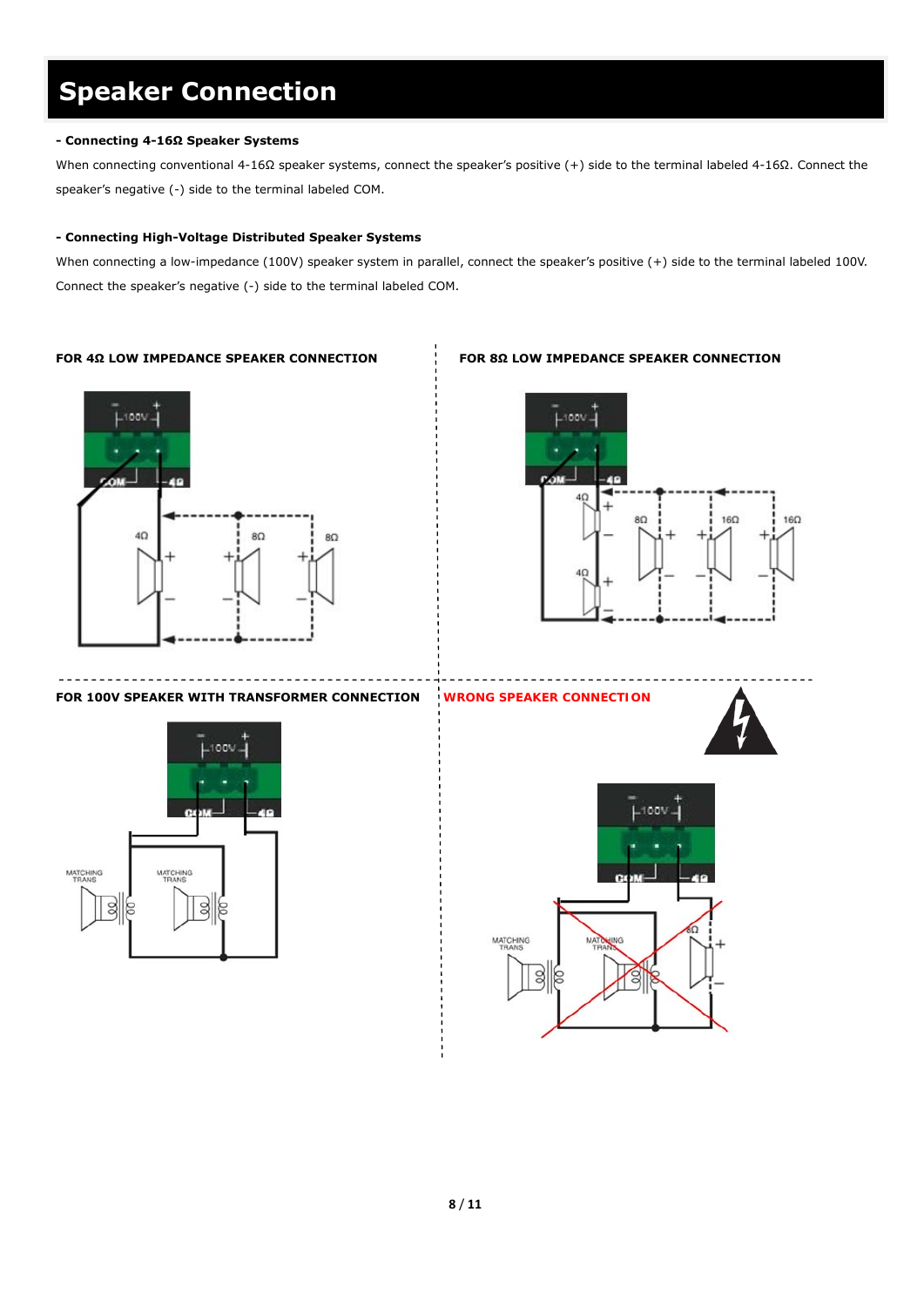# Speaker Connection

**- Connecting 4-16Ω Speaker Systems**

When connecting conventional 4-16Ω speaker systems, connect the speaker's positive (+) side to the terminal labeled 4-16Ω. Connect the speaker's negative (-) side to the terminal labeled COM.

**- Connecting High-Voltage Distributed Speaker Systems**

When connecting a low-impedance (100V) speaker system in parallel, connect the speaker's positive (+) side to the terminal labeled 100V. Connect the speaker's negative (-) side to the terminal labeled COM.

**FOR 4Ω LOW IMPEDANCE SPEAKER CONNECTION**

**FOR 8Ω LOW IMPEDANCE SPEAKER CONNECTION**

**FOR 100V SPEAKER WITH TRANSFORMER CONNECTION**

**WRONG SPEAKER CONNECTION**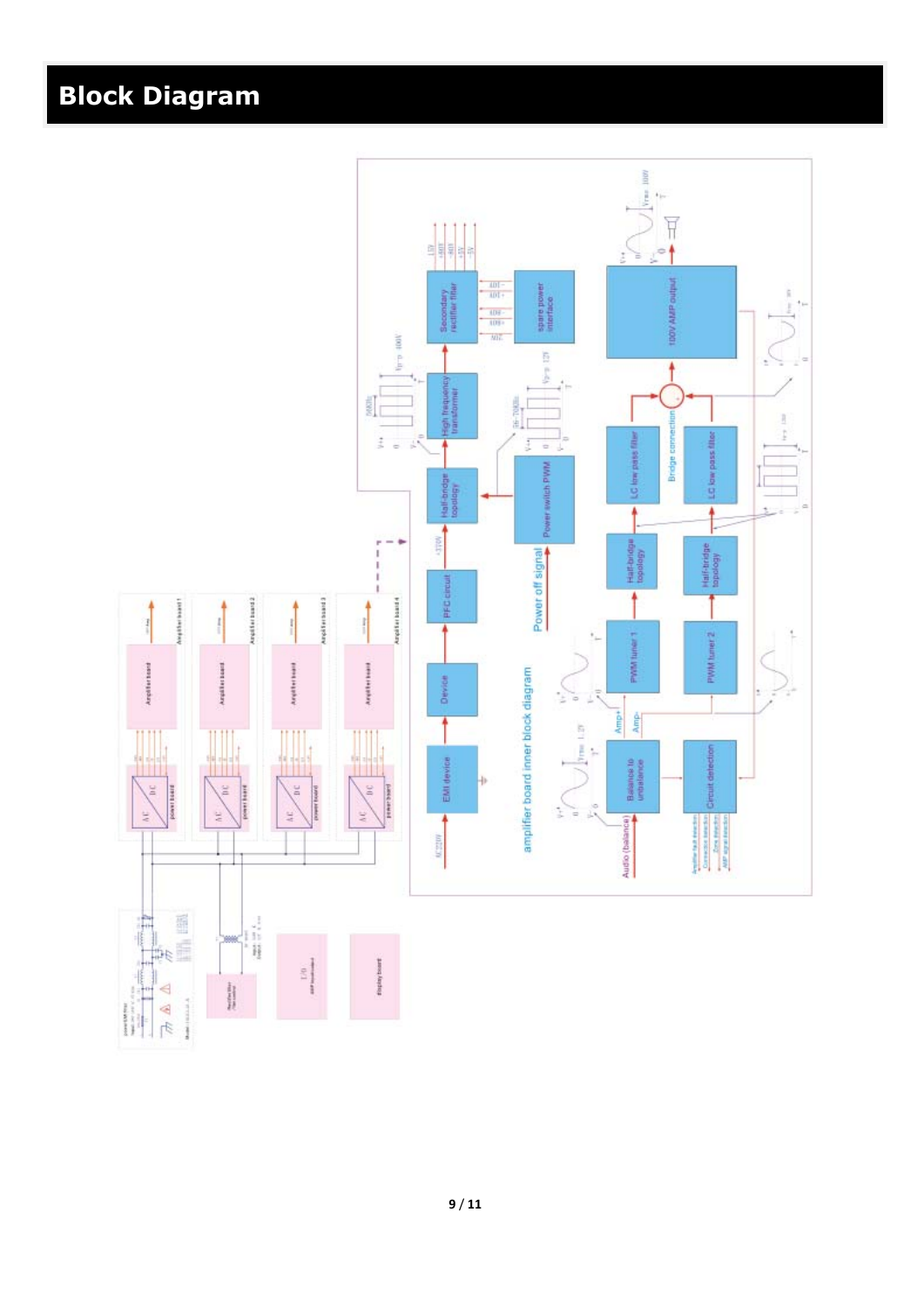# Block Diagram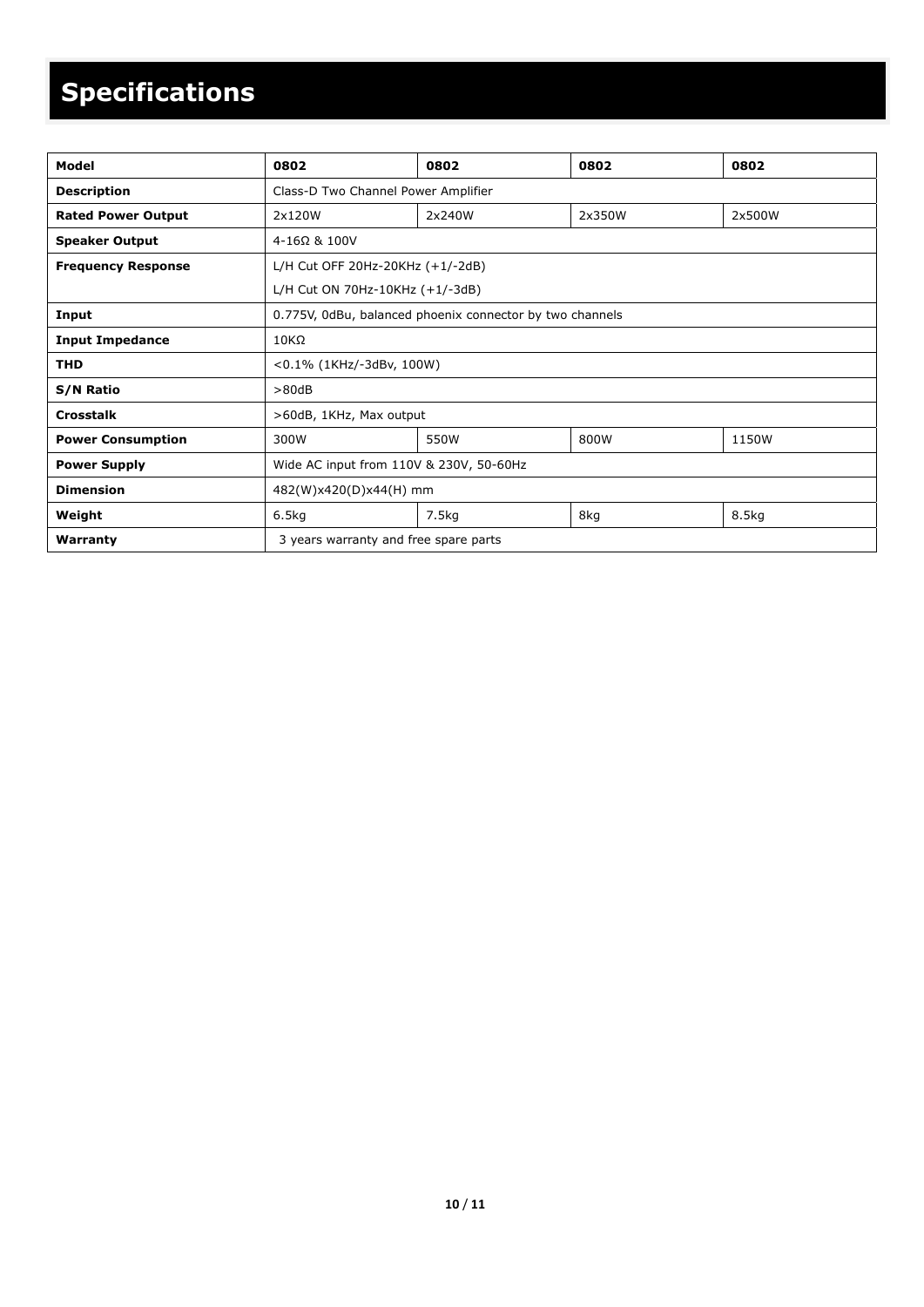# Specifications

| Model | 0802 | 0802 | 0802 | 0802 |
|---|---|---|---|---|
| Description | Class-D Two Channel Power Amplifier | | | |
| Rated Power Output | 2x120W | 2x240W | 2x350W | 2x500W |
| Speaker Output | 4-16Ω & 100V | | | |
| Frequency Response | L/H Cut OFF 20Hz-20KHz (+1/-2dB)<br>L/H Cut ON 70Hz-10KHz (+1/-3dB) | | | |
| Input | 0.775V, 0dBu, balanced phoenix connector by two channels | | | |
| Input Impedance | 10KΩ | | | |
| THD | <0.1% (1KHz/-3dBv, 100W) | | | |
| S/N Ratio | >80dB | | | |
| Crosstalk | >60dB, 1KHz, Max output | | | |
| Power Consumption | 300W | 550W | 800W | 1150W |
| Power Supply | Wide AC input from 110V & 230V, 50-60Hz | | | |
| Dimension | 482(W)x420(D)x44(H) mm | | | |
| Weight | 6.5kg | 7.5kg | 8kg | 8.5kg |
| Warranty | 3 years warranty and free spare parts | | | |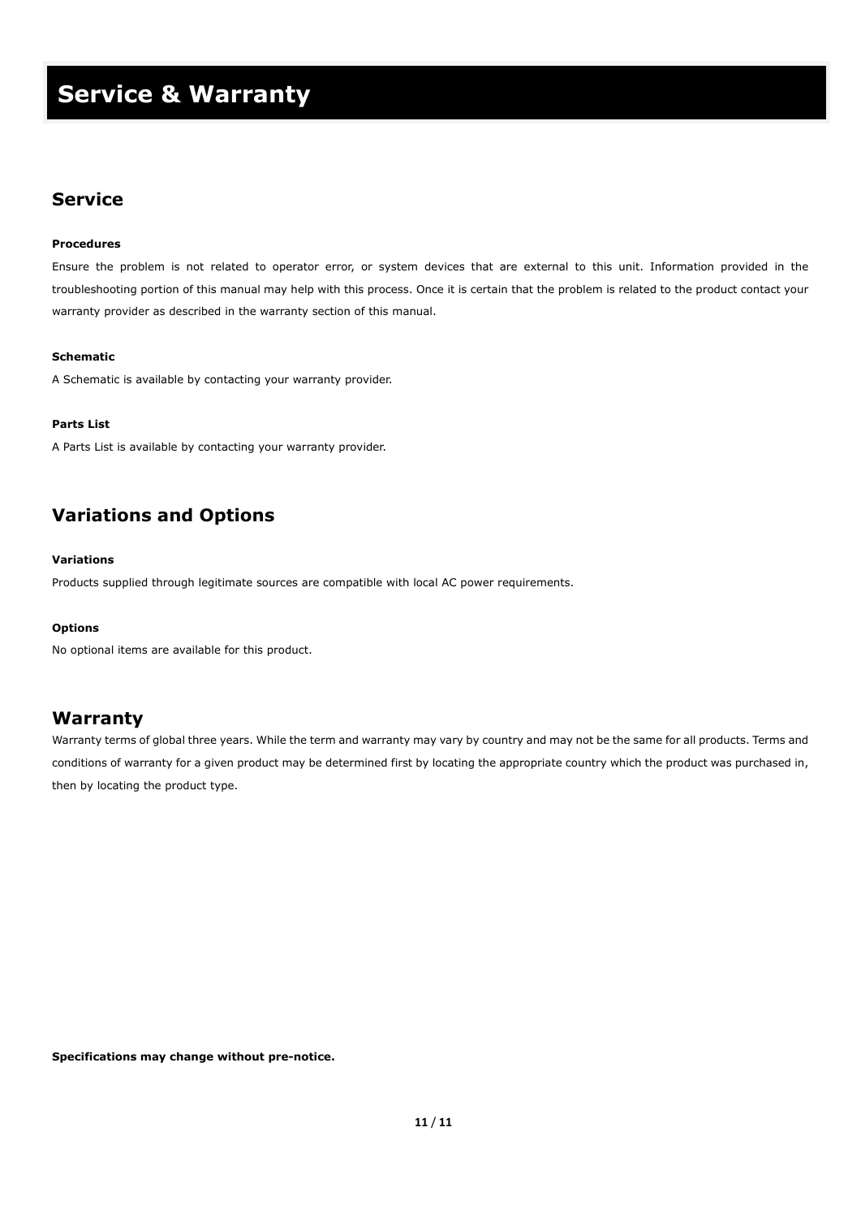# Service & Warranty

## Service

#### Procedures

Ensure the problem is not related to operator error, or system devices that are external to this unit. Information provided in the troubleshooting portion of this manual may help with this process. Once it is certain that the problem is related to the product contact your warranty provider as described in the warranty section of this manual.

#### Schematic

A Schematic is available by contacting your warranty provider.

#### Parts List

A Parts List is available by contacting your warranty provider.

## Variations and Options

#### Variations

Products supplied through legitimate sources are compatible with local AC power requirements.

#### Options

No optional items are available for this product.

## Warranty

Warranty terms of global three years. While the term and warranty may vary by country and may not be the same for all products. Terms and conditions of warranty for a given product may be determined first by locating the appropriate country which the product was purchased in, then by locating the product type.

**Specifications may change without pre-notice.**